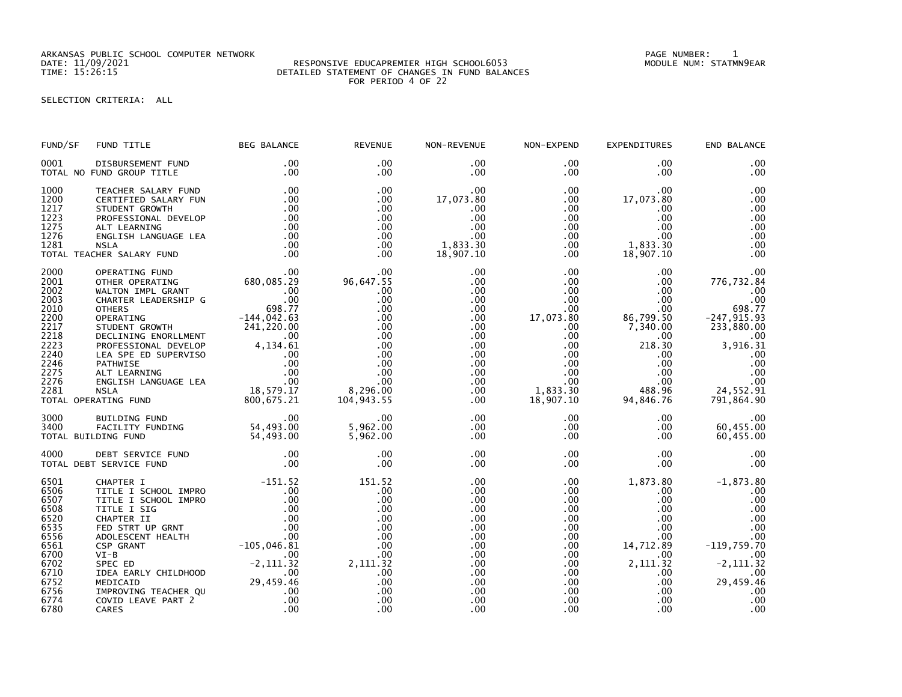ARKANSAS PUBLIC SCHOOL COMPUTER NETWORK
DATE: 11/09/2021
TIME: 15:26:15

RESPONSIVE EDUCAPREMIER HIGH SCHOOL6053
DETAILED STATEMENT OF CHANGES IN FUND BALANCES
FOR PERIOD 4 OF 22

PAGE NUMBER: 1
MODULE NUM: STATMN9EAR

SELECTION CRITERIA: ALL

| FUND/SF | FUND TITLE | BEG BALANCE | REVENUE | NON-REVENUE | NON-EXPEND | EXPENDITURES | END BALANCE |
|---|---|---|---|---|---|---|---|
| 0001 | DISBURSEMENT FUND | .00 | .00 | .00 | .00 | .00 | .00 |
| TOTAL NO FUND GROUP TITLE | | .00 | .00 | .00 | .00 | .00 | .00 |
| 1000 | TEACHER SALARY FUND | .00 | .00 | .00 | .00 | .00 | .00 |
| 1200 | CERTIFIED SALARY FUN | .00 | .00 | 17,073.80 | .00 | 17,073.80 | .00 |
| 1217 | STUDENT GROWTH | .00 | .00 | .00 | .00 | .00 | .00 |
| 1223 | PROFESSIONAL DEVELOP | .00 | .00 | .00 | .00 | .00 | .00 |
| 1275 | ALT LEARNING | .00 | .00 | .00 | .00 | .00 | .00 |
| 1276 | ENGLISH LANGUAGE LEA | .00 | .00 | .00 | .00 | .00 | .00 |
| 1281 | NSLA | .00 | .00 | 1,833.30 | .00 | 1,833.30 | .00 |
| TOTAL TEACHER SALARY FUND | | .00 | .00 | 18,907.10 | .00 | 18,907.10 | .00 |
| 2000 | OPERATING FUND | .00 | .00 | .00 | .00 | .00 | .00 |
| 2001 | OTHER OPERATING | 680,085.29 | 96,647.55 | .00 | .00 | .00 | 776,732.84 |
| 2002 | WALTON IMPL GRANT | .00 | .00 | .00 | .00 | .00 | .00 |
| 2003 | CHARTER LEADERSHIP G | .00 | .00 | .00 | .00 | .00 | .00 |
| 2010 | OTHERS | 698.77 | .00 | .00 | .00 | .00 | 698.77 |
| 2200 | OPERATING | -144,042.63 | .00 | .00 | 17,073.80 | 86,799.50 | -247,915.93 |
| 2217 | STUDENT GROWTH | 241,220.00 | .00 | .00 | .00 | 7,340.00 | 233,880.00 |
| 2218 | DECLINING ENORLLMENT | .00 | .00 | .00 | .00 | .00 | .00 |
| 2223 | PROFESSIONAL DEVELOP | 4,134.61 | .00 | .00 | .00 | 218.30 | 3,916.31 |
| 2240 | LEA SPE ED SUPERVISO | .00 | .00 | .00 | .00 | .00 | .00 |
| 2246 | PATHWISE | .00 | .00 | .00 | .00 | .00 | .00 |
| 2275 | ALT LEARNING | .00 | .00 | .00 | .00 | .00 | .00 |
| 2276 | ENGLISH LANGUAGE LEA | .00 | .00 | .00 | .00 | .00 | .00 |
| 2281 | NSLA | 18,579.17 | 8,296.00 | .00 | 1,833.30 | 488.96 | 24,552.91 |
| TOTAL OPERATING FUND | | 800,675.21 | 104,943.55 | .00 | 18,907.10 | 94,846.76 | 791,864.90 |
| 3000 | BUILDING FUND | .00 | .00 | .00 | .00 | .00 | .00 |
| 3400 | FACILITY FUNDING | 54,493.00 | 5,962.00 | .00 | .00 | .00 | 60,455.00 |
| TOTAL BUILDING FUND | | 54,493.00 | 5,962.00 | .00 | .00 | .00 | 60,455.00 |
| 4000 | DEBT SERVICE FUND | .00 | .00 | .00 | .00 | .00 | .00 |
| TOTAL DEBT SERVICE FUND | | .00 | .00 | .00 | .00 | .00 | .00 |
| 6501 | CHAPTER I | -151.52 | 151.52 | .00 | .00 | 1,873.80 | -1,873.80 |
| 6506 | TITLE I SCHOOL IMPRO | .00 | .00 | .00 | .00 | .00 | .00 |
| 6507 | TITLE I SCHOOL IMPRO | .00 | .00 | .00 | .00 | .00 | .00 |
| 6508 | TITLE I SIG | .00 | .00 | .00 | .00 | .00 | .00 |
| 6520 | CHAPTER II | .00 | .00 | .00 | .00 | .00 | .00 |
| 6535 | FED STRT UP GRNT | .00 | .00 | .00 | .00 | .00 | .00 |
| 6556 | ADOLESCENT HEALTH | .00 | .00 | .00 | .00 | .00 | .00 |
| 6561 | CSP GRANT | -105,046.81 | .00 | .00 | .00 | 14,712.89 | -119,759.70 |
| 6700 | VI-B | .00 | .00 | .00 | .00 | .00 | .00 |
| 6702 | SPEC ED | -2,111.32 | 2,111.32 | .00 | .00 | 2,111.32 | -2,111.32 |
| 6710 | IDEA EARLY CHILDHOOD | .00 | .00 | .00 | .00 | .00 | .00 |
| 6752 | MEDICAID | 29,459.46 | .00 | .00 | .00 | .00 | 29,459.46 |
| 6756 | IMPROVING TEACHER QU | .00 | .00 | .00 | .00 | .00 | .00 |
| 6774 | COVID LEAVE PART 2 | .00 | .00 | .00 | .00 | .00 | .00 |
| 6780 | CARES | .00 | .00 | .00 | .00 | .00 | .00 |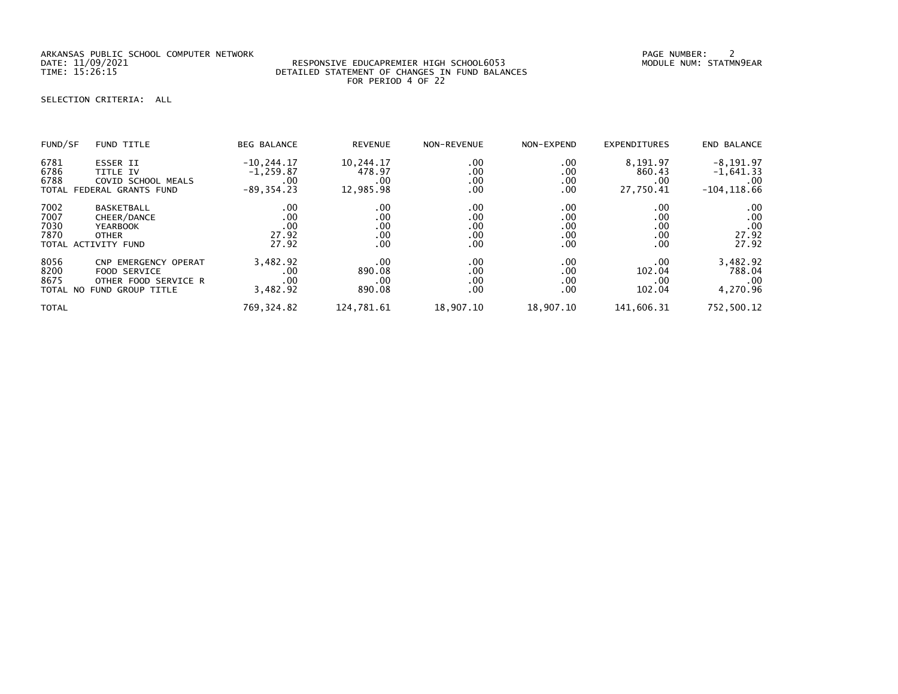ARKANSAS PUBLIC SCHOOL COMPUTER NETWORK
DATE: 11/09/2021
TIME: 15:26:15

RESPONSIVE EDUCAPREMIER HIGH SCHOOL6053
DETAILED STATEMENT OF CHANGES IN FUND BALANCES
FOR PERIOD 4 OF 22

PAGE NUMBER: 2
MODULE NUM: STATMN9EAR

SELECTION CRITERIA: ALL

| FUND/SF | FUND TITLE | BEG BALANCE | REVENUE | NON-REVENUE | NON-EXPEND | EXPENDITURES | END BALANCE |
|---|---|---|---|---|---|---|---|
| 6781 | ESSER II | -10,244.17 | 10,244.17 | .00 | .00 | 8,191.97 | -8,191.97 |
| 6786 | TITLE IV | -1,259.87 | 478.97 | .00 | .00 | 860.43 | -1,641.33 |
| 6788 | COVID SCHOOL MEALS | .00 | .00 | .00 | .00 | .00 | .00 |
| TOTAL FEDERAL GRANTS FUND | | -89,354.23 | 12,985.98 | .00 | .00 | 27,750.41 | -104,118.66 |
| 7002 | BASKETBALL | .00 | .00 | .00 | .00 | .00 | .00 |
| 7007 | CHEER/DANCE | .00 | .00 | .00 | .00 | .00 | .00 |
| 7030 | YEARBOOK | .00 | .00 | .00 | .00 | .00 | .00 |
| 7870 | OTHER | 27.92 | .00 | .00 | .00 | .00 | 27.92 |
| TOTAL ACTIVITY FUND | | 27.92 | .00 | .00 | .00 | .00 | 27.92 |
| 8056 | CNP EMERGENCY OPERAT | 3,482.92 | .00 | .00 | .00 | .00 | 3,482.92 |
| 8200 | FOOD SERVICE | .00 | 890.08 | .00 | .00 | 102.04 | 788.04 |
| 8675 | OTHER FOOD SERVICE R | .00 | .00 | .00 | .00 | .00 | .00 |
| TOTAL NO FUND GROUP TITLE | | 3,482.92 | 890.08 | .00 | .00 | 102.04 | 4,270.96 |
| TOTAL | | 769,324.82 | 124,781.61 | 18,907.10 | 18,907.10 | 141,606.31 | 752,500.12 |